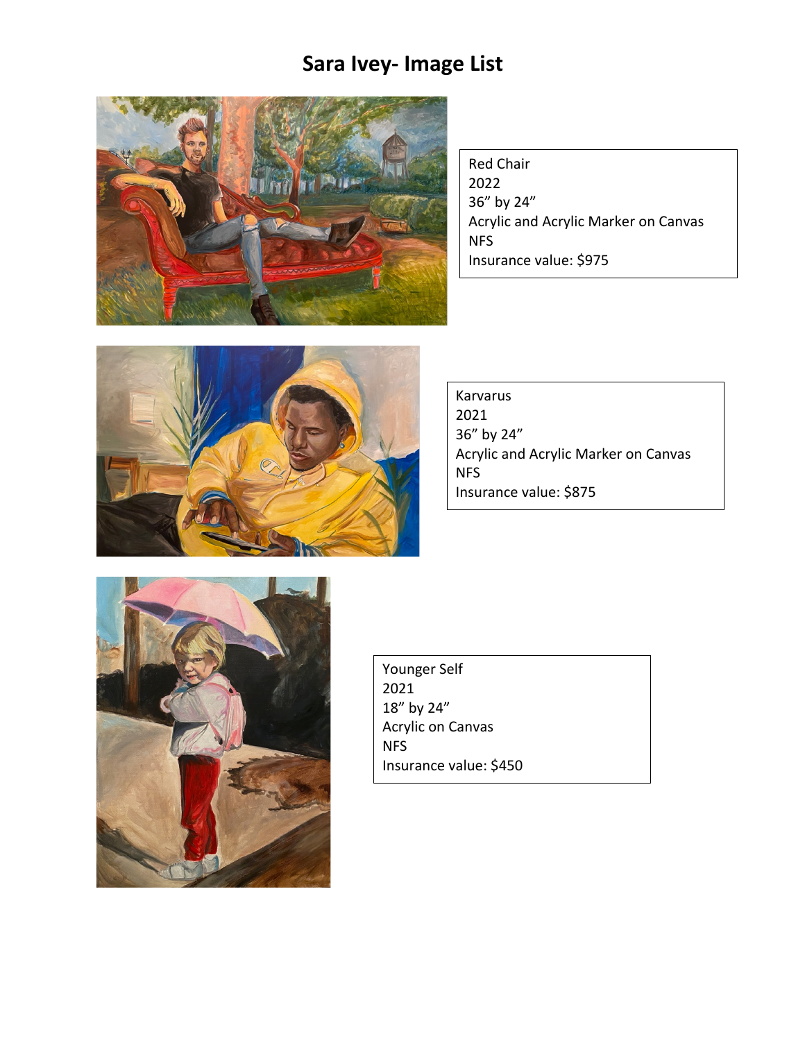# Sara Ivey- Image List

Red Chair
2022
36” by 24”
Acrylic and Acrylic Marker on Canvas
NFS
Insurance value: $975

Karvarus
2021
36” by 24”
Acrylic and Acrylic Marker on Canvas
NFS
Insurance value: $875

Younger Self
2021
18” by 24”
Acrylic on Canvas
NFS
Insurance value: $450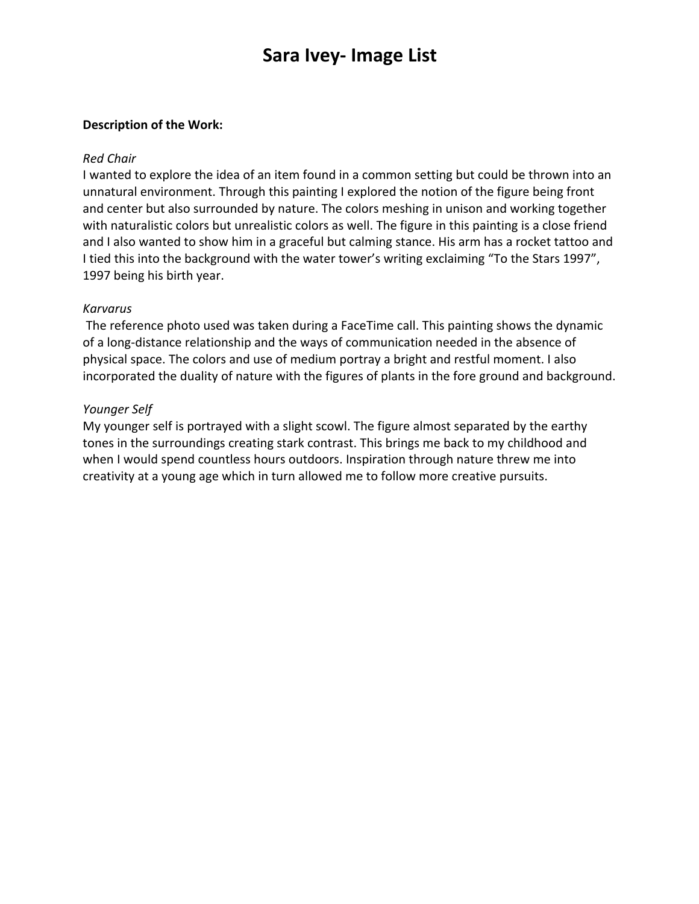# Sara Ivey- Image List

**Description of the Work:**

*Red Chair*

I wanted to explore the idea of an item found in a common setting but could be thrown into an unnatural environment. Through this painting I explored the notion of the figure being front and center but also surrounded by nature. The colors meshing in unison and working together with naturalistic colors but unrealistic colors as well. The figure in this painting is a close friend and I also wanted to show him in a graceful but calming stance. His arm has a rocket tattoo and I tied this into the background with the water tower's writing exclaiming "To the Stars 1997", 1997 being his birth year.

*Karvarus*

The reference photo used was taken during a FaceTime call. This painting shows the dynamic of a long-distance relationship and the ways of communication needed in the absence of physical space. The colors and use of medium portray a bright and restful moment. I also incorporated the duality of nature with the figures of plants in the fore ground and background.

*Younger Self*

My younger self is portrayed with a slight scowl. The figure almost separated by the earthy tones in the surroundings creating stark contrast. This brings me back to my childhood and when I would spend countless hours outdoors. Inspiration through nature threw me into creativity at a young age which in turn allowed me to follow more creative pursuits.